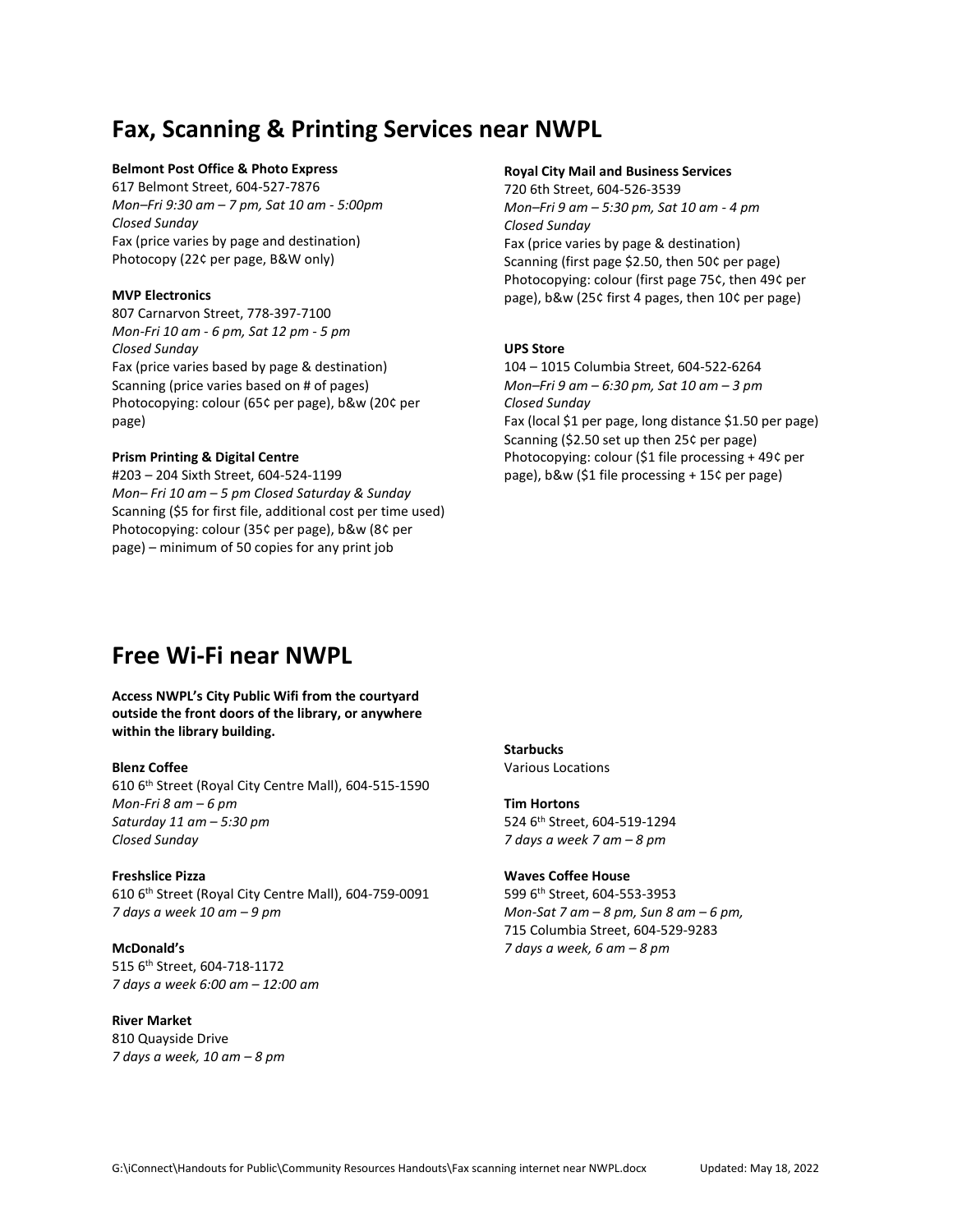# Fax, Scanning & Printing Services near NWPL

**Belmont Post Office & Photo Express**
617 Belmont Street, 604-527-7876
*Mon–Fri 9:30 am – 7 pm, Sat 10 am - 5:00pm*
*Closed Sunday*
Fax (price varies by page and destination)
Photocopy (22¢ per page, B&W only)

**MVP Electronics**
807 Carnarvon Street, 778-397-7100
*Mon-Fri 10 am - 6 pm, Sat 12 pm - 5 pm*
*Closed Sunday*
Fax (price varies based by page & destination)
Scanning (price varies based on # of pages)
Photocopying: colour (65¢ per page), b&w (20¢ per page)

**Prism Printing & Digital Centre**
#203 – 204 Sixth Street, 604-524-1199
*Mon– Fri 10 am – 5 pm Closed Saturday & Sunday*
Scanning ($5 for first file, additional cost per time used)
Photocopying: colour (35¢ per page), b&w (8¢ per page) – minimum of 50 copies for any print job

**Royal City Mail and Business Services**
720 6th Street, 604-526-3539
*Mon–Fri 9 am – 5:30 pm, Sat 10 am - 4 pm*
*Closed Sunday*
Fax (price varies by page & destination)
Scanning (first page $2.50, then 50¢ per page)
Photocopying: colour (first page 75¢, then 49¢ per page), b&w (25¢ first 4 pages, then 10¢ per page)

**UPS Store**
104 – 1015 Columbia Street, 604-522-6264
*Mon–Fri 9 am – 6:30 pm, Sat 10 am – 3 pm*
*Closed Sunday*
Fax (local $1 per page, long distance $1.50 per page)
Scanning ($2.50 set up then 25¢ per page)
Photocopying: colour ($1 file processing + 49¢ per page), b&w ($1 file processing + 15¢ per page)

# Free Wi-Fi near NWPL

**Access NWPL's City Public Wifi from the courtyard outside the front doors of the library, or anywhere within the library building.**

**Blenz Coffee**
610 6th Street (Royal City Centre Mall), 604-515-1590
*Mon-Fri 8 am – 6 pm*
*Saturday 11 am – 5:30 pm*
*Closed Sunday*

**Freshslice Pizza**
610 6th Street (Royal City Centre Mall), 604-759-0091
*7 days a week 10 am – 9 pm*

**McDonald's**
515 6th Street, 604-718-1172
*7 days a week 6:00 am – 12:00 am*

**River Market**
810 Quayside Drive
*7 days a week, 10 am – 8 pm*

**Starbucks**
Various Locations

**Tim Hortons**
524 6th Street, 604-519-1294
*7 days a week 7 am – 8 pm*

**Waves Coffee House**
599 6th Street, 604-553-3953
*Mon-Sat 7 am – 8 pm, Sun 8 am – 6 pm,*
715 Columbia Street, 604-529-9283
*7 days a week, 6 am – 8 pm*

G:\iConnect\Handouts for Public\Community Resources Handouts\Fax scanning internet near NWPL.docx Updated: May 18, 2022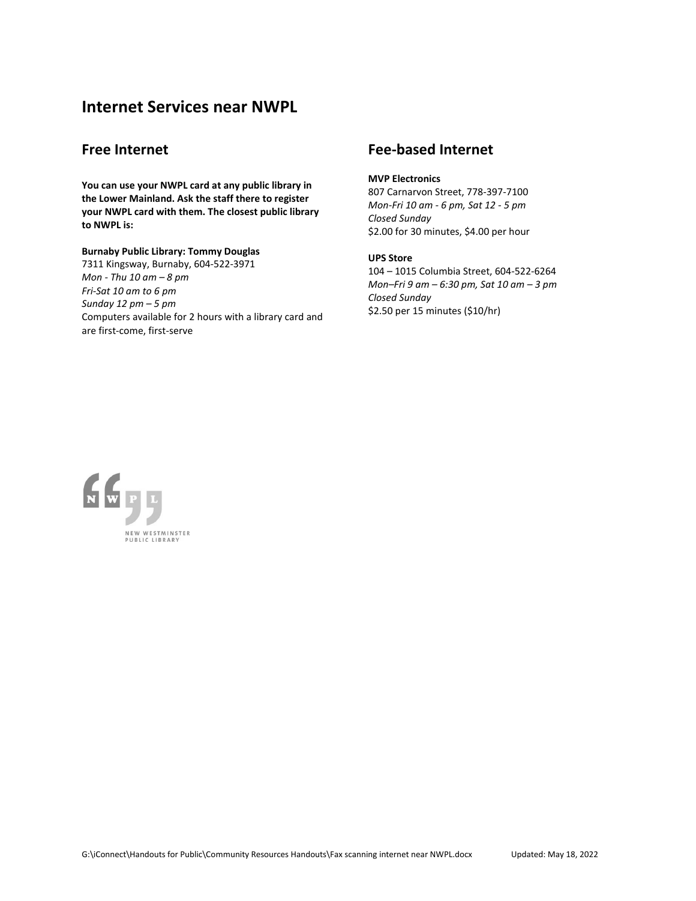# Internet Services near NWPL

## Free Internet

**You can use your NWPL card at any public library in the Lower Mainland. Ask the staff there to register your NWPL card with them. The closest public library to NWPL is:**

**Burnaby Public Library: Tommy Douglas**
7311 Kingsway, Burnaby, 604-522-3971
*Mon - Thu 10 am – 8 pm*
*Fri-Sat 10 am to 6 pm*
*Sunday 12 pm – 5 pm*
Computers available for 2 hours with a library card and are first-come, first-serve

## Fee-based Internet

**MVP Electronics**
807 Carnarvon Street, 778-397-7100
*Mon-Fri 10 am - 6 pm, Sat 12 - 5 pm*
*Closed Sunday*
$2.00 for 30 minutes, $4.00 per hour

**UPS Store**
104 – 1015 Columbia Street, 604-522-6264
*Mon–Fri 9 am – 6:30 pm, Sat 10 am – 3 pm*
*Closed Sunday*
$2.50 per 15 minutes ($10/hr)

NWPL
NEW WESTMINSTER PUBLIC LIBRARY

G:\iConnect\Handouts for Public\Community Resources Handouts\Fax scanning internet near NWPL.docx Updated: May 18, 2022